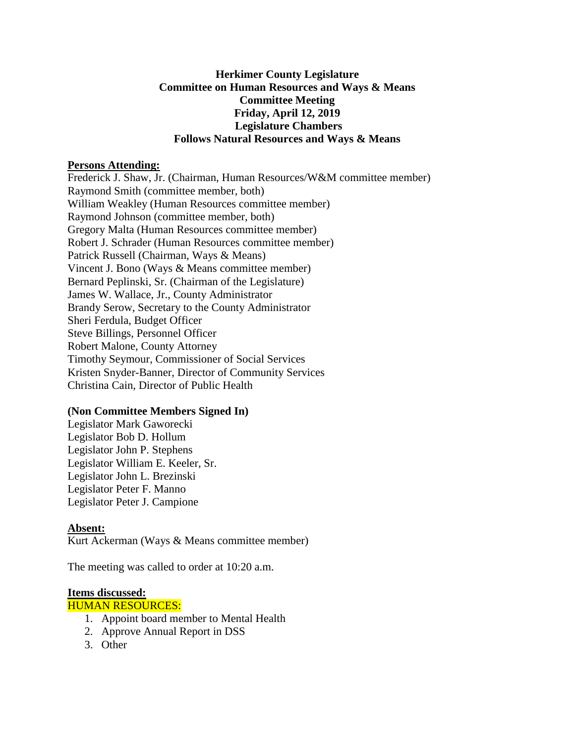# Herkimer County Legislature
## Committee on Human Resources and Ways & Means
## Committee Meeting
## Friday, April 12, 2019
## Legislature Chambers
## Follows Natural Resources and Ways & Means

**Persons Attending:**

Frederick J. Shaw, Jr. (Chairman, Human Resources/W&M committee member)
Raymond Smith (committee member, both)
William Weakley (Human Resources committee member)
Raymond Johnson (committee member, both)
Gregory Malta (Human Resources committee member)
Robert J. Schrader (Human Resources committee member)
Patrick Russell (Chairman, Ways & Means)
Vincent J. Bono (Ways & Means committee member)
Bernard Peplinski, Sr. (Chairman of the Legislature)
James W. Wallace, Jr., County Administrator
Brandy Serow, Secretary to the County Administrator
Sheri Ferdula, Budget Officer
Steve Billings, Personnel Officer
Robert Malone, County Attorney
Timothy Seymour, Commissioner of Social Services
Kristen Snyder-Banner, Director of Community Services
Christina Cain, Director of Public Health

**(Non Committee Members Signed In)**

Legislator Mark Gaworecki
Legislator Bob D. Hollum
Legislator John P. Stephens
Legislator William E. Keeler, Sr.
Legislator John L. Brezinski
Legislator Peter F. Manno
Legislator Peter J. Campione

**Absent:**

Kurt Ackerman (Ways & Means committee member)

The meeting was called to order at 10:20 a.m.

**Items discussed:**

HUMAN RESOURCES:

1. Appoint board member to Mental Health
2. Approve Annual Report in DSS
3. Other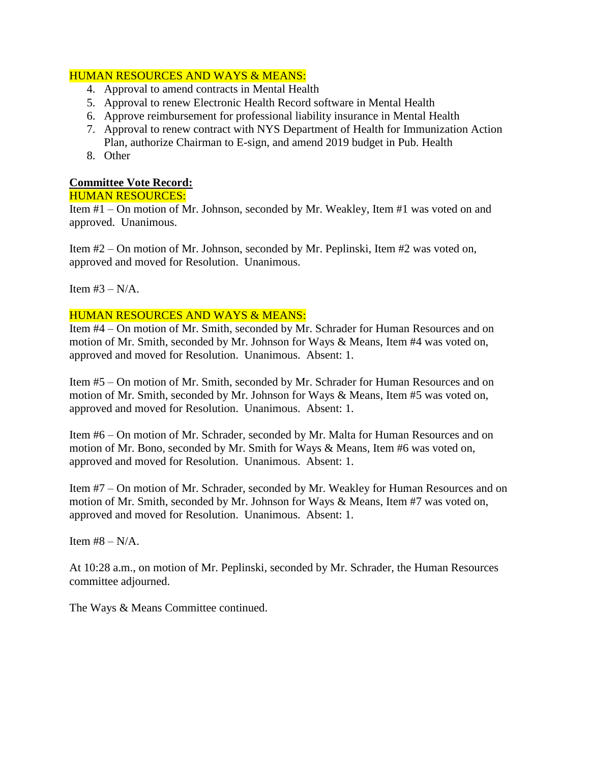HUMAN RESOURCES AND WAYS & MEANS:

4. Approval to amend contracts in Mental Health
5. Approval to renew Electronic Health Record software in Mental Health
6. Approve reimbursement for professional liability insurance in Mental Health
7. Approval to renew contract with NYS Department of Health for Immunization Action Plan, authorize Chairman to E-sign, and amend 2019 budget in Pub. Health
8. Other

**Committee Vote Record:**

HUMAN RESOURCES:

Item #1 – On motion of Mr. Johnson, seconded by Mr. Weakley, Item #1 was voted on and approved. Unanimous.

Item #2 – On motion of Mr. Johnson, seconded by Mr. Peplinski, Item #2 was voted on, approved and moved for Resolution. Unanimous.

Item #3 – N/A.

HUMAN RESOURCES AND WAYS & MEANS:

Item #4 – On motion of Mr. Smith, seconded by Mr. Schrader for Human Resources and on motion of Mr. Smith, seconded by Mr. Johnson for Ways & Means, Item #4 was voted on, approved and moved for Resolution. Unanimous. Absent: 1.

Item #5 – On motion of Mr. Smith, seconded by Mr. Schrader for Human Resources and on motion of Mr. Smith, seconded by Mr. Johnson for Ways & Means, Item #5 was voted on, approved and moved for Resolution. Unanimous. Absent: 1.

Item #6 – On motion of Mr. Schrader, seconded by Mr. Malta for Human Resources and on motion of Mr. Bono, seconded by Mr. Smith for Ways & Means, Item #6 was voted on, approved and moved for Resolution. Unanimous. Absent: 1.

Item #7 – On motion of Mr. Schrader, seconded by Mr. Weakley for Human Resources and on motion of Mr. Smith, seconded by Mr. Johnson for Ways & Means, Item #7 was voted on, approved and moved for Resolution. Unanimous. Absent: 1.

Item #8 – N/A.

At 10:28 a.m., on motion of Mr. Peplinski, seconded by Mr. Schrader, the Human Resources committee adjourned.

The Ways & Means Committee continued.